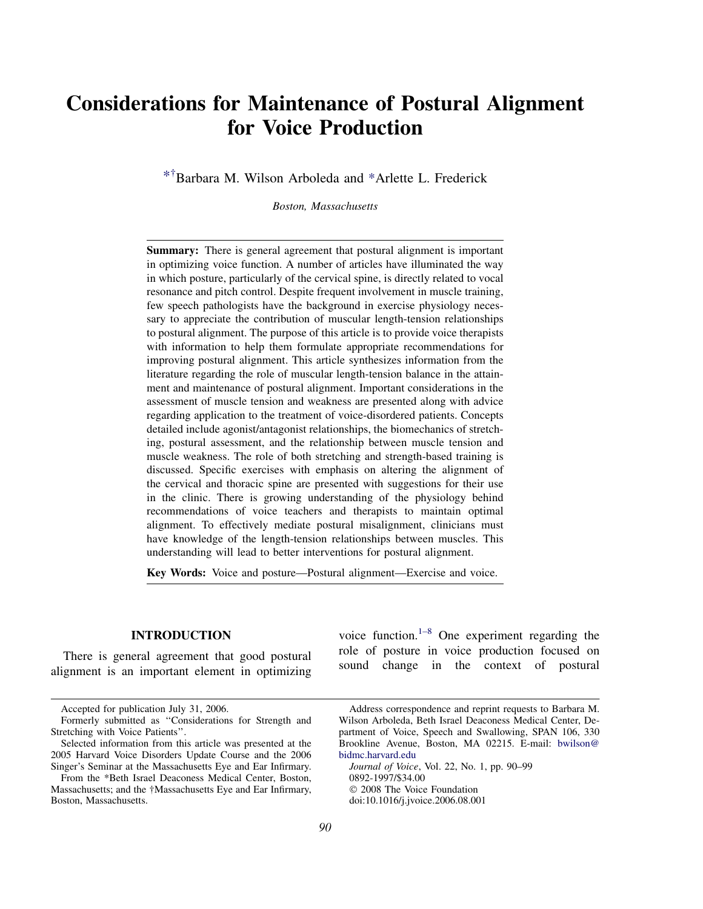# Considerations for Maintenance of Postural Alignment for Voice Production

[*†]Barbara M. Wilson Arboleda and [*]Arlette L. Frederick

*Boston, Massachusetts*

**Summary:** There is general agreement that postural alignment is important in optimizing voice function. A number of articles have illuminated the way in which posture, particularly of the cervical spine, is directly related to vocal resonance and pitch control. Despite frequent involvement in muscle training, few speech pathologists have the background in exercise physiology necessary to appreciate the contribution of muscular length-tension relationships to postural alignment. The purpose of this article is to provide voice therapists with information to help them formulate appropriate recommendations for improving postural alignment. This article synthesizes information from the literature regarding the role of muscular length-tension balance in the attainment and maintenance of postural alignment. Important considerations in the assessment of muscle tension and weakness are presented along with advice regarding application to the treatment of voice-disordered patients. Concepts detailed include agonist/antagonist relationships, the biomechanics of stretching, postural assessment, and the relationship between muscle tension and muscle weakness. The role of both stretching and strength-based training is discussed. Specific exercises with emphasis on altering the alignment of the cervical and thoracic spine are presented with suggestions for their use in the clinic. There is growing understanding of the physiology behind recommendations of voice teachers and therapists to maintain optimal alignment. To effectively mediate postural misalignment, clinicians must have knowledge of the length-tension relationships between muscles. This understanding will lead to better interventions for postural alignment.

**Key Words:** Voice and posture—Postural alignment—Exercise and voice.

## INTRODUCTION

There is general agreement that good postural alignment is an important element in optimizing voice function.[1–8] One experiment regarding the role of posture in voice production focused on sound change in the context of postural

---

Accepted for publication July 31, 2006.

Formerly submitted as "Considerations for Strength and Stretching with Voice Patients".

Selected information from this article was presented at the 2005 Harvard Voice Disorders Update Course and the 2006 Singer's Seminar at the Massachusetts Eye and Ear Infirmary.

From the *Beth Israel Deaconess Medical Center, Boston, Massachusetts; and the †Massachusetts Eye and Ear Infirmary, Boston, Massachusetts.

Address correspondence and reprint requests to Barbara M. Wilson Arboleda, Beth Israel Deaconess Medical Center, Department of Voice, Speech and Swallowing, SPAN 106, 330 Brookline Avenue, Boston, MA 02215. E-mail: bwilson@bidmc.harvard.edu

*Journal of Voice*, Vol. 22, No. 1, pp. 90–99
0892-1997/$34.00
© 2008 The Voice Foundation
doi:10.1016/j.jvoice.2006.08.001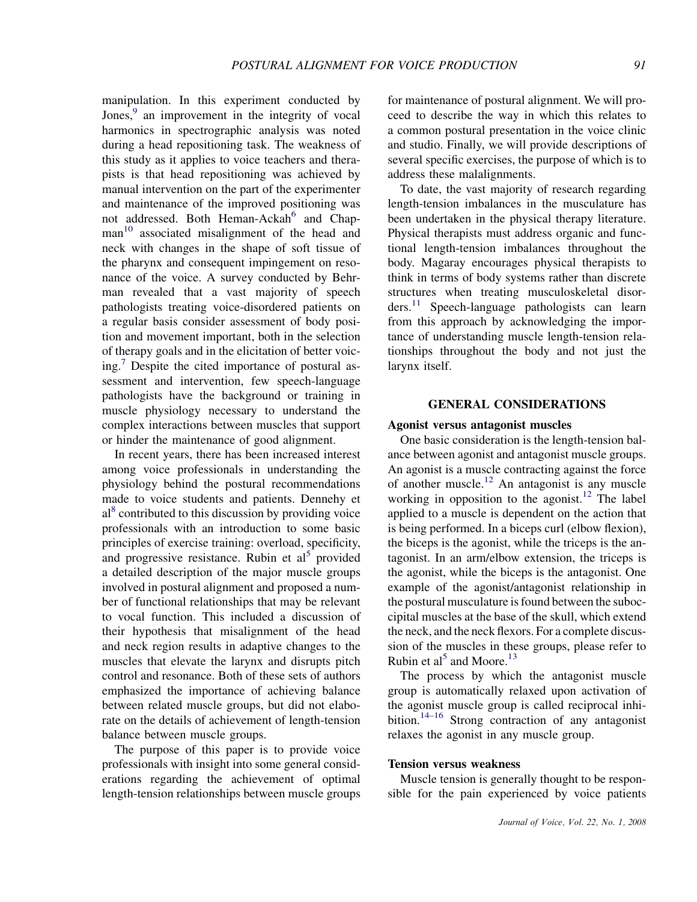manipulation. In this experiment conducted by Jones,[9] an improvement in the integrity of vocal harmonics in spectrographic analysis was noted during a head repositioning task. The weakness of this study as it applies to voice teachers and therapists is that head repositioning was achieved by manual intervention on the part of the experimenter and maintenance of the improved positioning was not addressed. Both Heman-Ackah[6] and Chapman[10] associated misalignment of the head and neck with changes in the shape of soft tissue of the pharynx and consequent impingement on resonance of the voice. A survey conducted by Behrman revealed that a vast majority of speech pathologists treating voice-disordered patients on a regular basis consider assessment of body position and movement important, both in the selection of therapy goals and in the elicitation of better voicing.[7] Despite the cited importance of postural assessment and intervention, few speech-language pathologists have the background or training in muscle physiology necessary to understand the complex interactions between muscles that support or hinder the maintenance of good alignment.

In recent years, there has been increased interest among voice professionals in understanding the physiology behind the postural recommendations made to voice students and patients. Dennehy et al[8] contributed to this discussion by providing voice professionals with an introduction to some basic principles of exercise training: overload, specificity, and progressive resistance. Rubin et al[5] provided a detailed description of the major muscle groups involved in postural alignment and proposed a number of functional relationships that may be relevant to vocal function. This included a discussion of their hypothesis that misalignment of the head and neck region results in adaptive changes to the muscles that elevate the larynx and disrupts pitch control and resonance. Both of these sets of authors emphasized the importance of achieving balance between related muscle groups, but did not elaborate on the details of achievement of length-tension balance between muscle groups.

The purpose of this paper is to provide voice professionals with insight into some general considerations regarding the achievement of optimal length-tension relationships between muscle groups for maintenance of postural alignment. We will proceed to describe the way in which this relates to a common postural presentation in the voice clinic and studio. Finally, we will provide descriptions of several specific exercises, the purpose of which is to address these malalignments.

To date, the vast majority of research regarding length-tension imbalances in the musculature has been undertaken in the physical therapy literature. Physical therapists must address organic and functional length-tension imbalances throughout the body. Magaray encourages physical therapists to think in terms of body systems rather than discrete structures when treating musculoskeletal disorders.[11] Speech-language pathologists can learn from this approach by acknowledging the importance of understanding muscle length-tension relationships throughout the body and not just the larynx itself.

## GENERAL CONSIDERATIONS

### Agonist versus antagonist muscles

One basic consideration is the length-tension balance between agonist and antagonist muscle groups. An agonist is a muscle contracting against the force of another muscle.[12] An antagonist is any muscle working in opposition to the agonist.[12] The label applied to a muscle is dependent on the action that is being performed. In a biceps curl (elbow flexion), the biceps is the agonist, while the triceps is the antagonist. In an arm/elbow extension, the triceps is the agonist, while the biceps is the antagonist. One example of the agonist/antagonist relationship in the postural musculature is found between the suboccipital muscles at the base of the skull, which extend the neck, and the neck flexors. For a complete discussion of the muscles in these groups, please refer to Rubin et al[5] and Moore.[13]

The process by which the antagonist muscle group is automatically relaxed upon activation of the agonist muscle group is called reciprocal inhibition.[14–16] Strong contraction of any antagonist relaxes the agonist in any muscle group.

### Tension versus weakness

Muscle tension is generally thought to be responsible for the pain experienced by voice patients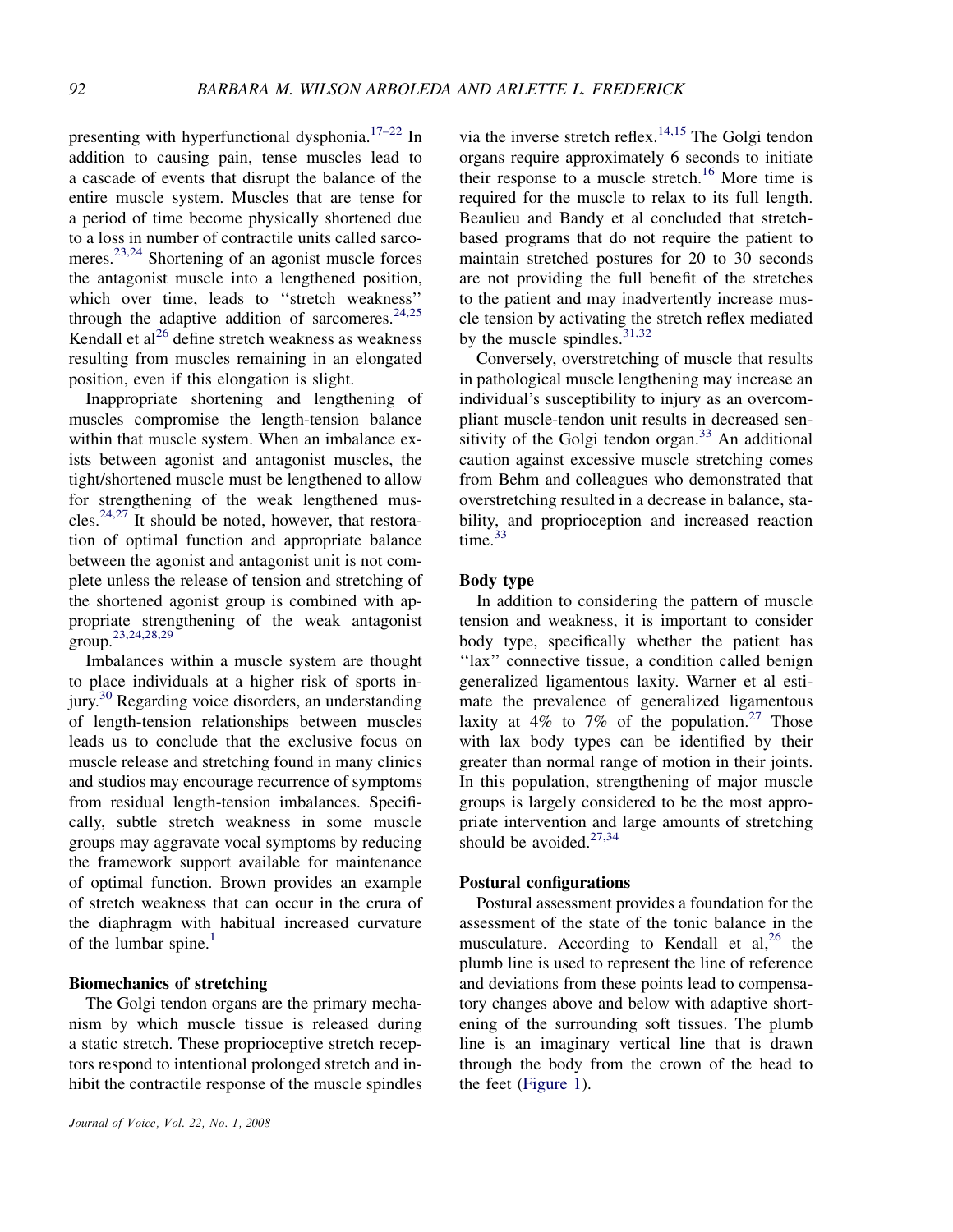presenting with hyperfunctional dysphonia.[17–22] In addition to causing pain, tense muscles lead to a cascade of events that disrupt the balance of the entire muscle system. Muscles that are tense for a period of time become physically shortened due to a loss in number of contractile units called sarcomeres.[23,24] Shortening of an agonist muscle forces the antagonist muscle into a lengthened position, which over time, leads to ''stretch weakness'' through the adaptive addition of sarcomeres.[24,25] Kendall et al[26] define stretch weakness as weakness resulting from muscles remaining in an elongated position, even if this elongation is slight.

Inappropriate shortening and lengthening of muscles compromise the length-tension balance within that muscle system. When an imbalance exists between agonist and antagonist muscles, the tight/shortened muscle must be lengthened to allow for strengthening of the weak lengthened muscles.[24,27] It should be noted, however, that restoration of optimal function and appropriate balance between the agonist and antagonist unit is not complete unless the release of tension and stretching of the shortened agonist group is combined with appropriate strengthening of the weak antagonist group.[23,24,28,29]

Imbalances within a muscle system are thought to place individuals at a higher risk of sports injury.[30] Regarding voice disorders, an understanding of length-tension relationships between muscles leads us to conclude that the exclusive focus on muscle release and stretching found in many clinics and studios may encourage recurrence of symptoms from residual length-tension imbalances. Specifically, subtle stretch weakness in some muscle groups may aggravate vocal symptoms by reducing the framework support available for maintenance of optimal function. Brown provides an example of stretch weakness that can occur in the crura of the diaphragm with habitual increased curvature of the lumbar spine.[1]

## Biomechanics of stretching

The Golgi tendon organs are the primary mechanism by which muscle tissue is released during a static stretch. These proprioceptive stretch receptors respond to intentional prolonged stretch and inhibit the contractile response of the muscle spindles via the inverse stretch reflex.[14,15] The Golgi tendon organs require approximately 6 seconds to initiate their response to a muscle stretch.[16] More time is required for the muscle to relax to its full length. Beaulieu and Bandy et al concluded that stretch-based programs that do not require the patient to maintain stretched postures for 20 to 30 seconds are not providing the full benefit of the stretches to the patient and may inadvertently increase muscle tension by activating the stretch reflex mediated by the muscle spindles.[31,32]

Conversely, overstretching of muscle that results in pathological muscle lengthening may increase an individual's susceptibility to injury as an overcompliant muscle-tendon unit results in decreased sensitivity of the Golgi tendon organ.[33] An additional caution against excessive muscle stretching comes from Behm and colleagues who demonstrated that overstretching resulted in a decrease in balance, stability, and proprioception and increased reaction time.[33]

## Body type

In addition to considering the pattern of muscle tension and weakness, it is important to consider body type, specifically whether the patient has ''lax'' connective tissue, a condition called benign generalized ligamentous laxity. Warner et al estimate the prevalence of generalized ligamentous laxity at 4% to 7% of the population.[27] Those with lax body types can be identified by their greater than normal range of motion in their joints. In this population, strengthening of major muscle groups is largely considered to be the most appropriate intervention and large amounts of stretching should be avoided.[27,34]

## Postural configurations

Postural assessment provides a foundation for the assessment of the state of the tonic balance in the musculature. According to Kendall et al,[26] the plumb line is used to represent the line of reference and deviations from these points lead to compensatory changes above and below with adaptive shortening of the surrounding soft tissues. The plumb line is an imaginary vertical line that is drawn through the body from the crown of the head to the feet (Figure 1).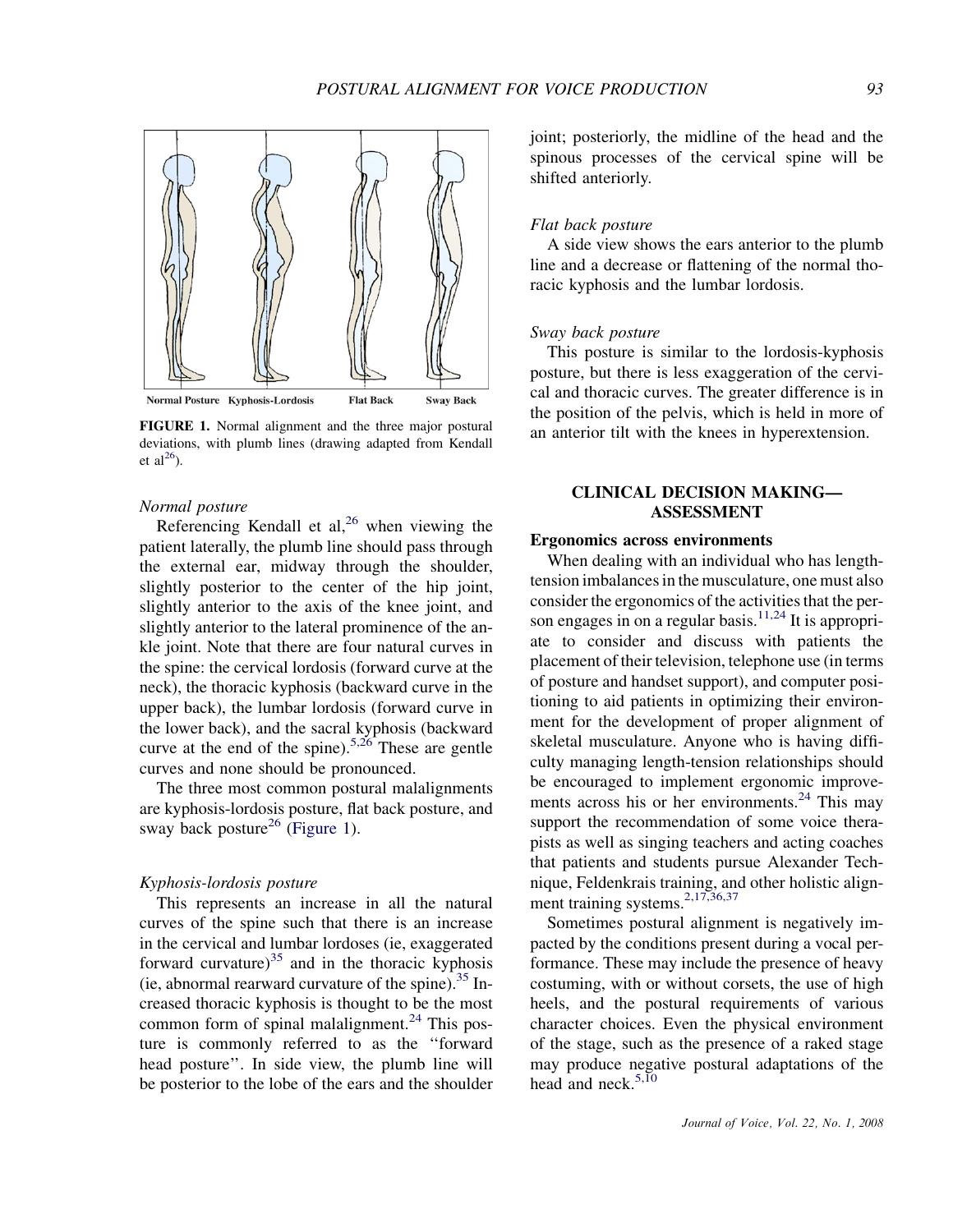Normal Posture Kyphosis-Lordosis Flat Back Sway Back

**FIGURE 1.** Normal alignment and the three major postural deviations, with plumb lines (drawing adapted from Kendall et al[26]).

*Normal posture*

Referencing Kendall et al,[26] when viewing the patient laterally, the plumb line should pass through the external ear, midway through the shoulder, slightly posterior to the center of the hip joint, slightly anterior to the axis of the knee joint, and slightly anterior to the lateral prominence of the ankle joint. Note that there are four natural curves in the spine: the cervical lordosis (forward curve at the neck), the thoracic kyphosis (backward curve in the upper back), the lumbar lordosis (forward curve in the lower back), and the sacral kyphosis (backward curve at the end of the spine).[5,26] These are gentle curves and none should be pronounced.

The three most common postural malalignments are kyphosis-lordosis posture, flat back posture, and sway back posture[26] (Figure 1).

*Kyphosis-lordosis posture*

This represents an increase in all the natural curves of the spine such that there is an increase in the cervical and lumbar lordoses (ie, exaggerated forward curvature)[35] and in the thoracic kyphosis (ie, abnormal rearward curvature of the spine).[35] Increased thoracic kyphosis is thought to be the most common form of spinal malalignment.[24] This posture is commonly referred to as the ''forward head posture''. In side view, the plumb line will be posterior to the lobe of the ears and the shoulder joint; posteriorly, the midline of the head and the spinous processes of the cervical spine will be shifted anteriorly.

*Flat back posture*

A side view shows the ears anterior to the plumb line and a decrease or flattening of the normal thoracic kyphosis and the lumbar lordosis.

*Sway back posture*

This posture is similar to the lordosis-kyphosis posture, but there is less exaggeration of the cervical and thoracic curves. The greater difference is in the position of the pelvis, which is held in more of an anterior tilt with the knees in hyperextension.

## CLINICAL DECISION MAKING—ASSESSMENT

**Ergonomics across environments**

When dealing with an individual who has length-tension imbalances in the musculature, one must also consider the ergonomics of the activities that the person engages in on a regular basis.[11,24] It is appropriate to consider and discuss with patients the placement of their television, telephone use (in terms of posture and handset support), and computer positioning to aid patients in optimizing their environment for the development of proper alignment of skeletal musculature. Anyone who is having difficulty managing length-tension relationships should be encouraged to implement ergonomic improvements across his or her environments.[24] This may support the recommendation of some voice therapists as well as singing teachers and acting coaches that patients and students pursue Alexander Technique, Feldenkrais training, and other holistic alignment training systems.[2,17,36,37]

Sometimes postural alignment is negatively impacted by the conditions present during a vocal performance. These may include the presence of heavy costuming, with or without corsets, the use of high heels, and the postural requirements of various character choices. Even the physical environment of the stage, such as the presence of a raked stage may produce negative postural adaptations of the head and neck.[5,10]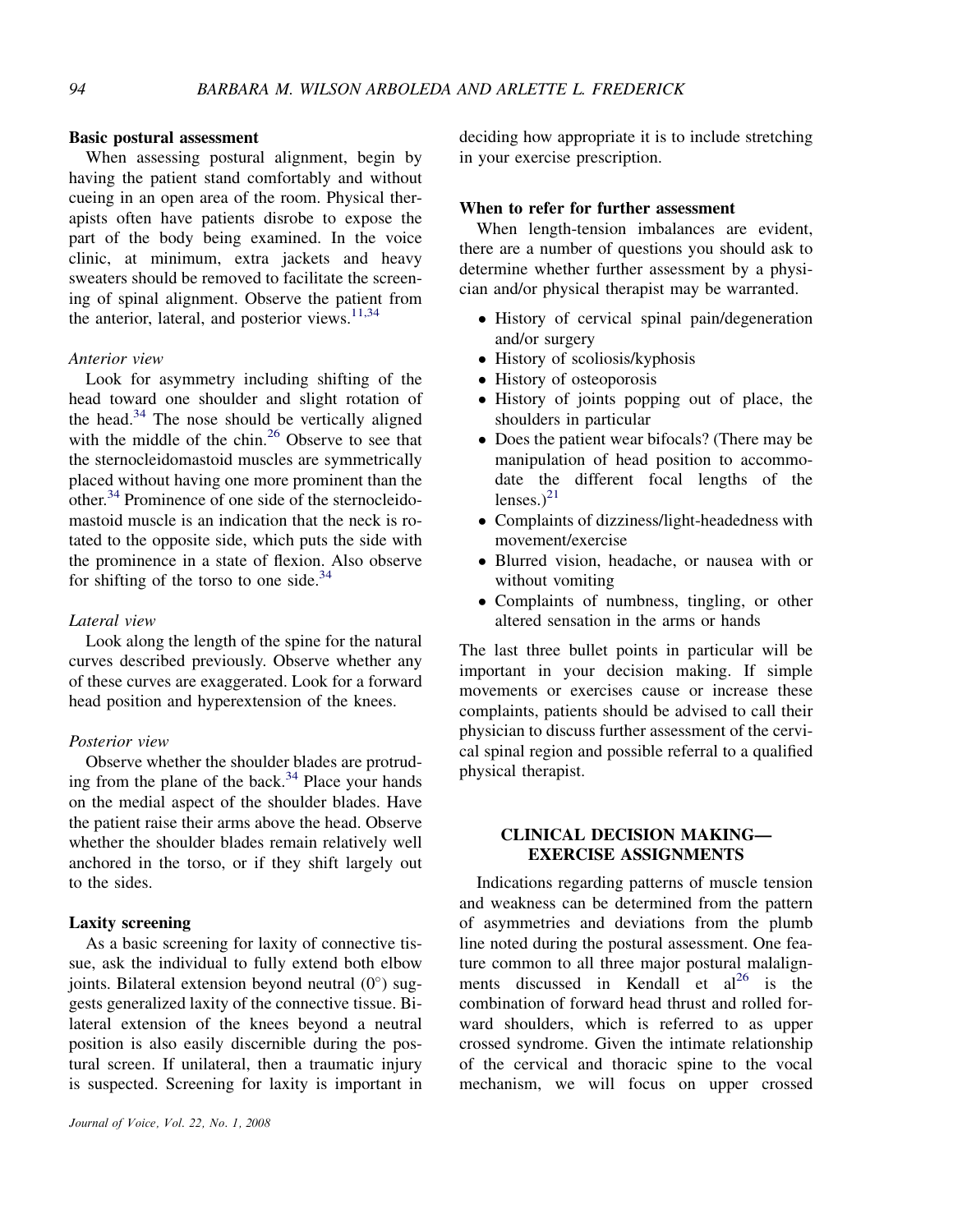### Basic postural assessment

When assessing postural alignment, begin by having the patient stand comfortably and without cueing in an open area of the room. Physical therapists often have patients disrobe to expose the part of the body being examined. In the voice clinic, at minimum, extra jackets and heavy sweaters should be removed to facilitate the screening of spinal alignment. Observe the patient from the anterior, lateral, and posterior views.[11,34]

#### *Anterior view*

Look for asymmetry including shifting of the head toward one shoulder and slight rotation of the head.[34] The nose should be vertically aligned with the middle of the chin.[26] Observe to see that the sternocleidomastoid muscles are symmetrically placed without having one more prominent than the other.[34] Prominence of one side of the sternocleidomastoid muscle is an indication that the neck is rotated to the opposite side, which puts the side with the prominence in a state of flexion. Also observe for shifting of the torso to one side.[34]

#### *Lateral view*

Look along the length of the spine for the natural curves described previously. Observe whether any of these curves are exaggerated. Look for a forward head position and hyperextension of the knees.

#### *Posterior view*

Observe whether the shoulder blades are protruding from the plane of the back.[34] Place your hands on the medial aspect of the shoulder blades. Have the patient raise their arms above the head. Observe whether the shoulder blades remain relatively well anchored in the torso, or if they shift largely out to the sides.

### Laxity screening

As a basic screening for laxity of connective tissue, ask the individual to fully extend both elbow joints. Bilateral extension beyond neutral (0°) suggests generalized laxity of the connective tissue. Bilateral extension of the knees beyond a neutral position is also easily discernible during the postural screen. If unilateral, then a traumatic injury is suspected. Screening for laxity is important in deciding how appropriate it is to include stretching in your exercise prescription.

### When to refer for further assessment

When length-tension imbalances are evident, there are a number of questions you should ask to determine whether further assessment by a physician and/or physical therapist may be warranted.

- History of cervical spinal pain/degeneration and/or surgery
- History of scoliosis/kyphosis
- History of osteoporosis
- History of joints popping out of place, the shoulders in particular
- Does the patient wear bifocals? (There may be manipulation of head position to accommodate the different focal lengths of the lenses.)[21]
- Complaints of dizziness/light-headedness with movement/exercise
- Blurred vision, headache, or nausea with or without vomiting
- Complaints of numbness, tingling, or other altered sensation in the arms or hands

The last three bullet points in particular will be important in your decision making. If simple movements or exercises cause or increase these complaints, patients should be advised to call their physician to discuss further assessment of the cervical spinal region and possible referral to a qualified physical therapist.

## CLINICAL DECISION MAKING—EXERCISE ASSIGNMENTS

Indications regarding patterns of muscle tension and weakness can be determined from the pattern of asymmetries and deviations from the plumb line noted during the postural assessment. One feature common to all three major postural malalignments discussed in Kendall et al[26] is the combination of forward head thrust and rolled forward shoulders, which is referred to as upper crossed syndrome. Given the intimate relationship of the cervical and thoracic spine to the vocal mechanism, we will focus on upper crossed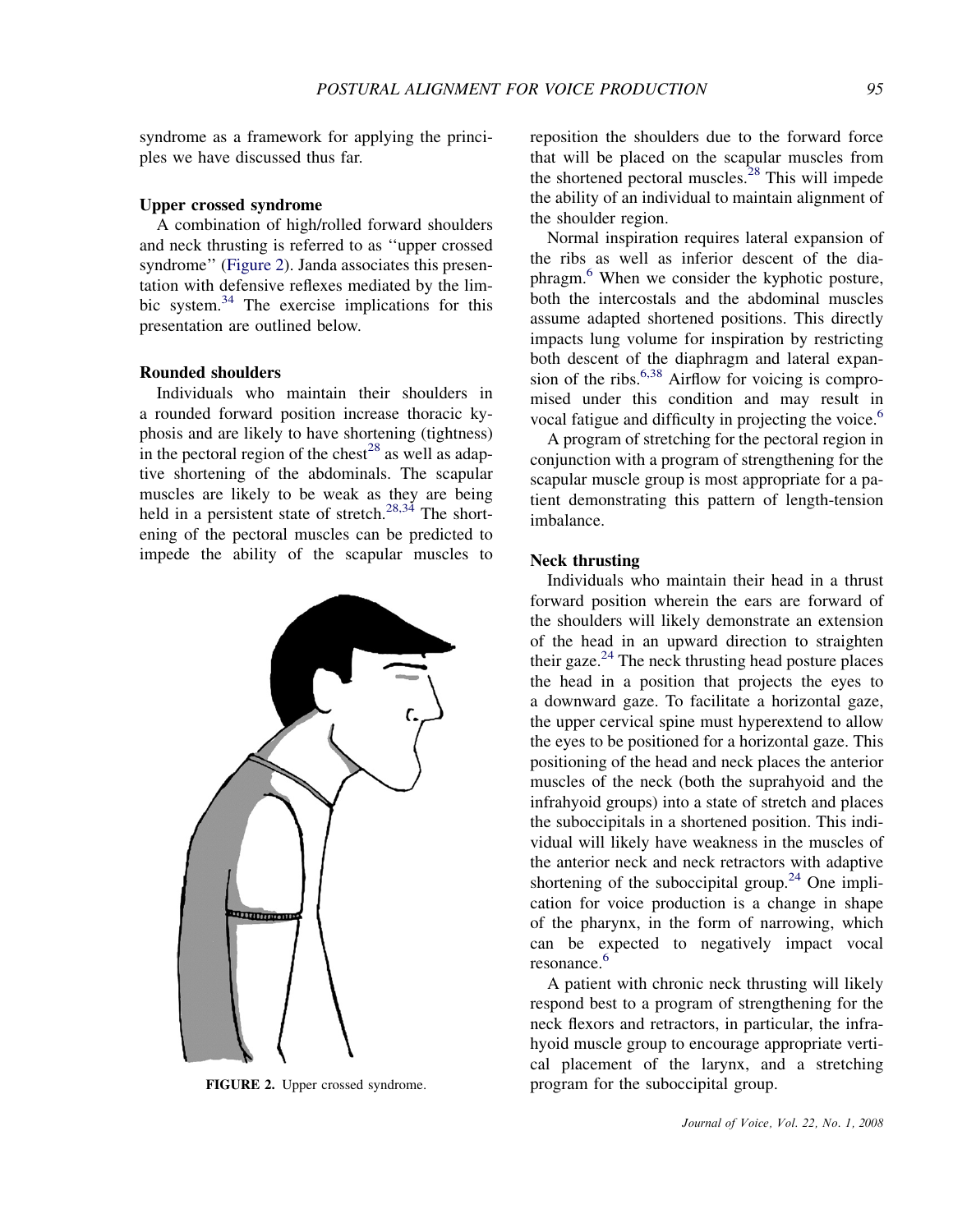syndrome as a framework for applying the principles we have discussed thus far.

### Upper crossed syndrome

A combination of high/rolled forward shoulders and neck thrusting is referred to as ''upper crossed syndrome'' (Figure 2). Janda associates this presentation with defensive reflexes mediated by the limbic system.[34] The exercise implications for this presentation are outlined below.

### Rounded shoulders

Individuals who maintain their shoulders in a rounded forward position increase thoracic kyphosis and are likely to have shortening (tightness) in the pectoral region of the chest[28] as well as adaptive shortening of the abdominals. The scapular muscles are likely to be weak as they are being held in a persistent state of stretch.[28,34] The shortening of the pectoral muscles can be predicted to impede the ability of the scapular muscles to reposition the shoulders due to the forward force that will be placed on the scapular muscles from the shortened pectoral muscles.[28] This will impede the ability of an individual to maintain alignment of the shoulder region.

Normal inspiration requires lateral expansion of the ribs as well as inferior descent of the diaphragm.[6] When we consider the kyphotic posture, both the intercostals and the abdominal muscles assume adapted shortened positions. This directly impacts lung volume for inspiration by restricting both descent of the diaphragm and lateral expansion of the ribs.[6,38] Airflow for voicing is compromised under this condition and may result in vocal fatigue and difficulty in projecting the voice.[6]

A program of stretching for the pectoral region in conjunction with a program of strengthening for the scapular muscle group is most appropriate for a patient demonstrating this pattern of length-tension imbalance.

FIGURE 2. Upper crossed syndrome.

### Neck thrusting

Individuals who maintain their head in a thrust forward position wherein the ears are forward of the shoulders will likely demonstrate an extension of the head in an upward direction to straighten their gaze.[24] The neck thrusting head posture places the head in a position that projects the eyes to a downward gaze. To facilitate a horizontal gaze, the upper cervical spine must hyperextend to allow the eyes to be positioned for a horizontal gaze. This positioning of the head and neck places the anterior muscles of the neck (both the suprahyoid and the infrahyoid groups) into a state of stretch and places the suboccipitals in a shortened position. This individual will likely have weakness in the muscles of the anterior neck and neck retractors with adaptive shortening of the suboccipital group.[24] One implication for voice production is a change in shape of the pharynx, in the form of narrowing, which can be expected to negatively impact vocal resonance.[6]

A patient with chronic neck thrusting will likely respond best to a program of strengthening for the neck flexors and retractors, in particular, the infrahyoid muscle group to encourage appropriate vertical placement of the larynx, and a stretching program for the suboccipital group.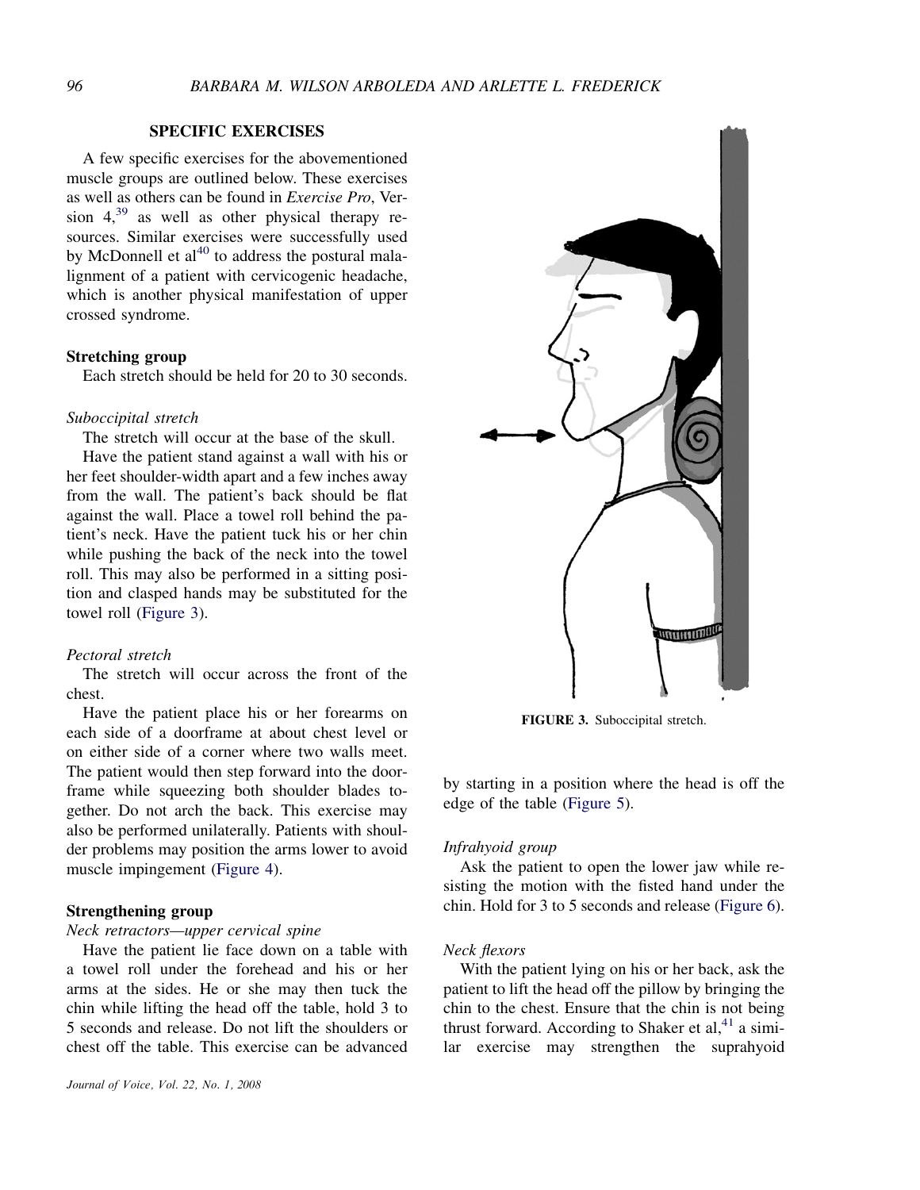## SPECIFIC EXERCISES

A few specific exercises for the abovementioned muscle groups are outlined below. These exercises as well as others can be found in *Exercise Pro*, Version 4,[39] as well as other physical therapy resources. Similar exercises were successfully used by McDonnell et al[40] to address the postural malalignment of a patient with cervicogenic headache, which is another physical manifestation of upper crossed syndrome.

### Stretching group

Each stretch should be held for 20 to 30 seconds.

#### *Suboccipital stretch*

The stretch will occur at the base of the skull.

Have the patient stand against a wall with his or her feet shoulder-width apart and a few inches away from the wall. The patient's back should be flat against the wall. Place a towel roll behind the patient's neck. Have the patient tuck his or her chin while pushing the back of the neck into the towel roll. This may also be performed in a sitting position and clasped hands may be substituted for the towel roll (Figure 3).

**FIGURE 3.** Suboccipital stretch.

#### *Pectoral stretch*

The stretch will occur across the front of the chest.

Have the patient place his or her forearms on each side of a doorframe at about chest level or on either side of a corner where two walls meet. The patient would then step forward into the doorframe while squeezing both shoulder blades together. Do not arch the back. This exercise may also be performed unilaterally. Patients with shoulder problems may position the arms lower to avoid muscle impingement (Figure 4).

### Strengthening group

#### *Neck retractors—upper cervical spine*

Have the patient lie face down on a table with a towel roll under the forehead and his or her arms at the sides. He or she may then tuck the chin while lifting the head off the table, hold 3 to 5 seconds and release. Do not lift the shoulders or chest off the table. This exercise can be advanced by starting in a position where the head is off the edge of the table (Figure 5).

#### *Infrahyoid group*

Ask the patient to open the lower jaw while resisting the motion with the fisted hand under the chin. Hold for 3 to 5 seconds and release (Figure 6).

#### *Neck flexors*

With the patient lying on his or her back, ask the patient to lift the head off the pillow by bringing the chin to the chest. Ensure that the chin is not being thrust forward. According to Shaker et al,[41] a similar exercise may strengthen the suprahyoid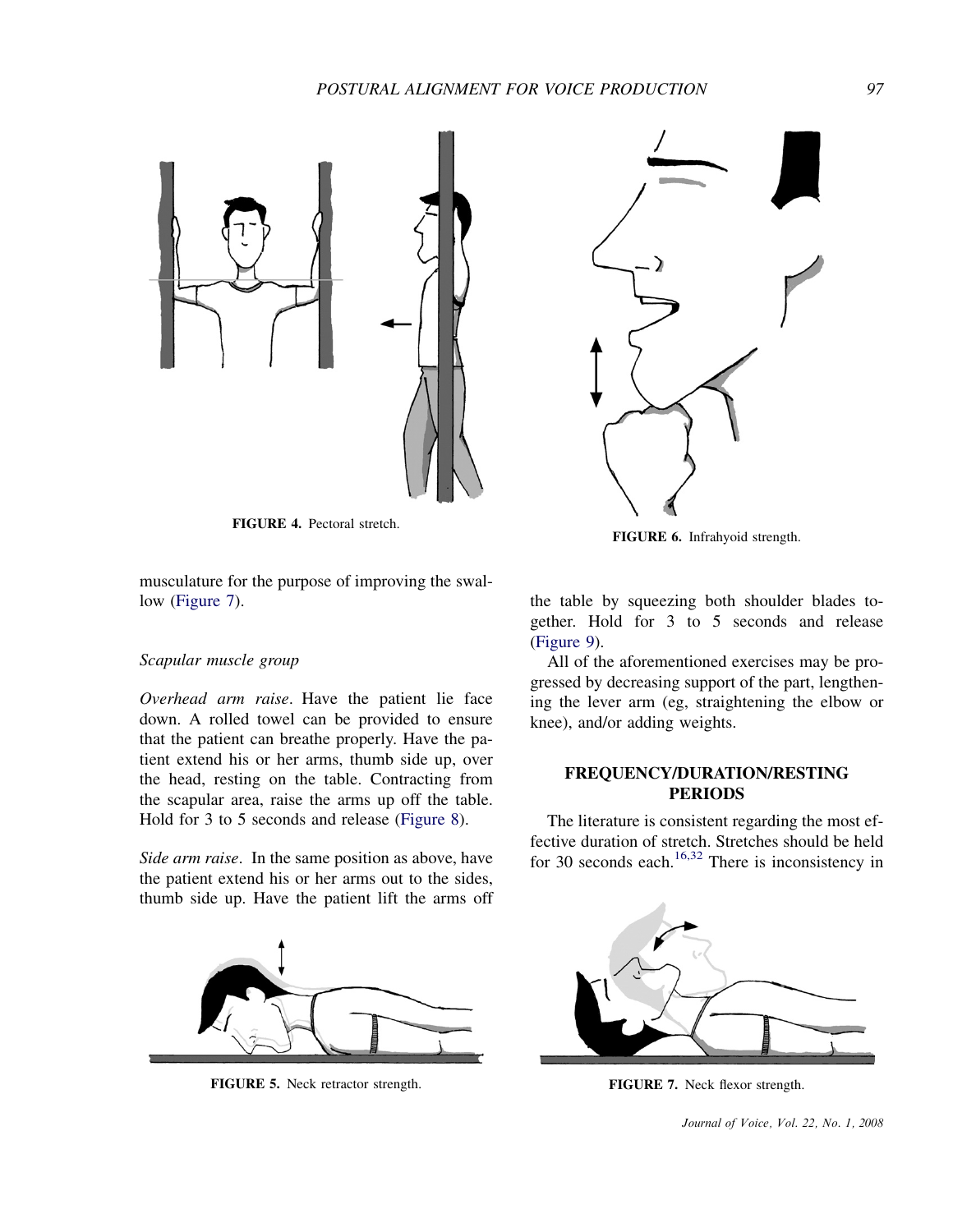FIGURE 4. Pectoral stretch.

FIGURE 6. Infrahyoid strength.

musculature for the purpose of improving the swallow (Figure 7).

*Scapular muscle group*

*Overhead arm raise*. Have the patient lie face down. A rolled towel can be provided to ensure that the patient can breathe properly. Have the patient extend his or her arms, thumb side up, over the head, resting on the table. Contracting from the scapular area, raise the arms up off the table. Hold for 3 to 5 seconds and release (Figure 8).

*Side arm raise*. In the same position as above, have the patient extend his or her arms out to the sides, thumb side up. Have the patient lift the arms off the table by squeezing both shoulder blades together. Hold for 3 to 5 seconds and release (Figure 9).

All of the aforementioned exercises may be progressed by decreasing support of the part, lengthening the lever arm (eg, straightening the elbow or knee), and/or adding weights.

## FREQUENCY/DURATION/RESTING PERIODS

The literature is consistent regarding the most effective duration of stretch. Stretches should be held for 30 seconds each.[16,32] There is inconsistency in

FIGURE 5. Neck retractor strength.

FIGURE 7. Neck flexor strength.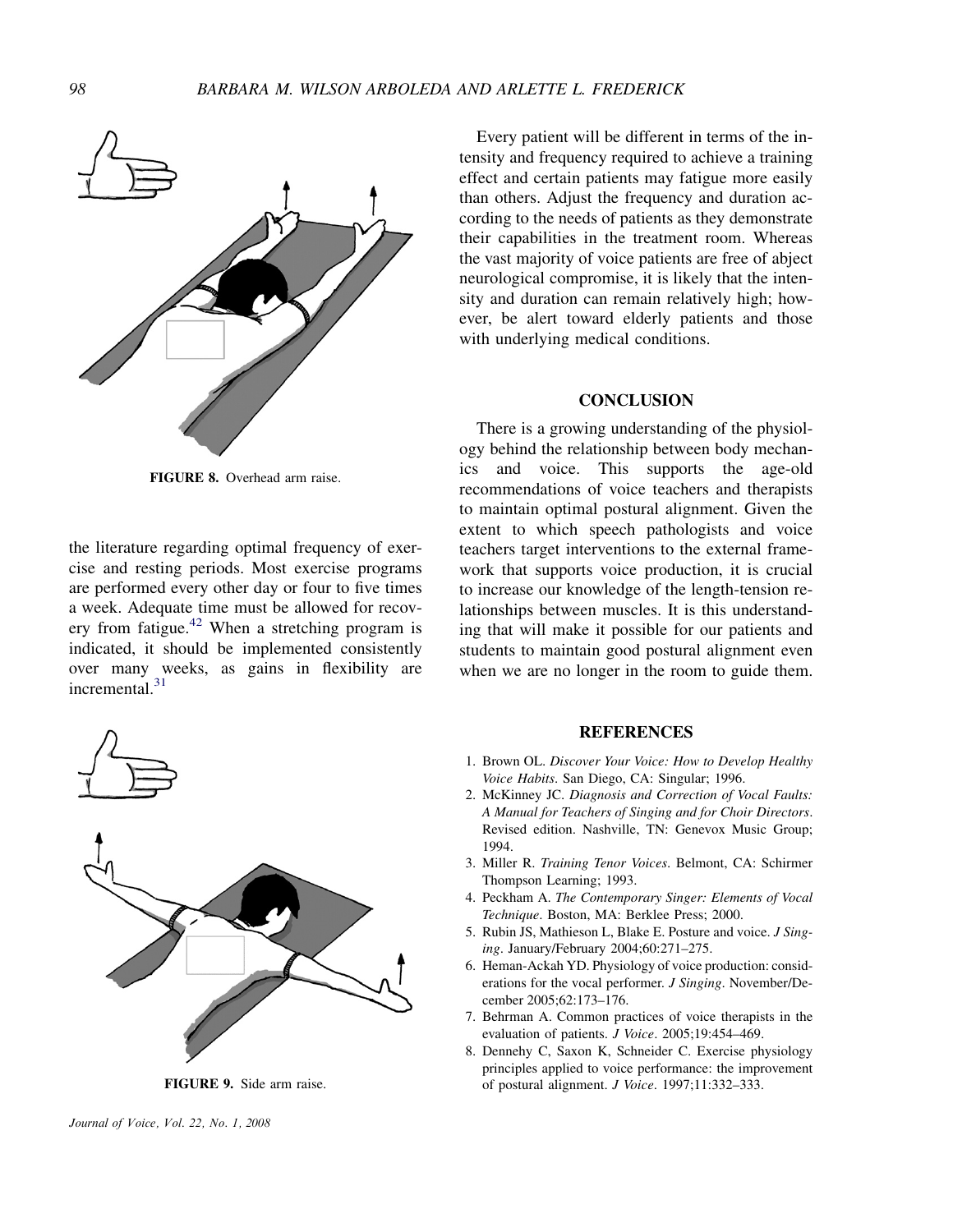FIGURE 8. Overhead arm raise.

the literature regarding optimal frequency of exercise and resting periods. Most exercise programs are performed every other day or four to five times a week. Adequate time must be allowed for recovery from fatigue.[42] When a stretching program is indicated, it should be implemented consistently over many weeks, as gains in flexibility are incremental.[31]

FIGURE 9. Side arm raise.

Every patient will be different in terms of the intensity and frequency required to achieve a training effect and certain patients may fatigue more easily than others. Adjust the frequency and duration according to the needs of patients as they demonstrate their capabilities in the treatment room. Whereas the vast majority of voice patients are free of abject neurological compromise, it is likely that the intensity and duration can remain relatively high; however, be alert toward elderly patients and those with underlying medical conditions.

## CONCLUSION

There is a growing understanding of the physiology behind the relationship between body mechanics and voice. This supports the age-old recommendations of voice teachers and therapists to maintain optimal postural alignment. Given the extent to which speech pathologists and voice teachers target interventions to the external framework that supports voice production, it is crucial to increase our knowledge of the length-tension relationships between muscles. It is this understanding that will make it possible for our patients and students to maintain good postural alignment even when we are no longer in the room to guide them.

## REFERENCES

1. Brown OL. *Discover Your Voice: How to Develop Healthy Voice Habits*. San Diego, CA: Singular; 1996.
2. McKinney JC. *Diagnosis and Correction of Vocal Faults: A Manual for Teachers of Singing and for Choir Directors*. Revised edition. Nashville, TN: Genevox Music Group; 1994.
3. Miller R. *Training Tenor Voices*. Belmont, CA: Schirmer Thompson Learning; 1993.
4. Peckham A. *The Contemporary Singer: Elements of Vocal Technique*. Boston, MA: Berklee Press; 2000.
5. Rubin JS, Mathieson L, Blake E. Posture and voice. *J Singing*. January/February 2004;60:271–275.
6. Heman-Ackah YD. Physiology of voice production: considerations for the vocal performer. *J Singing*. November/December 2005;62:173–176.
7. Behrman A. Common practices of voice therapists in the evaluation of patients. *J Voice*. 2005;19:454–469.
8. Dennehy C, Saxon K, Schneider C. Exercise physiology principles applied to voice performance: the improvement of postural alignment. *J Voice*. 1997;11:332–333.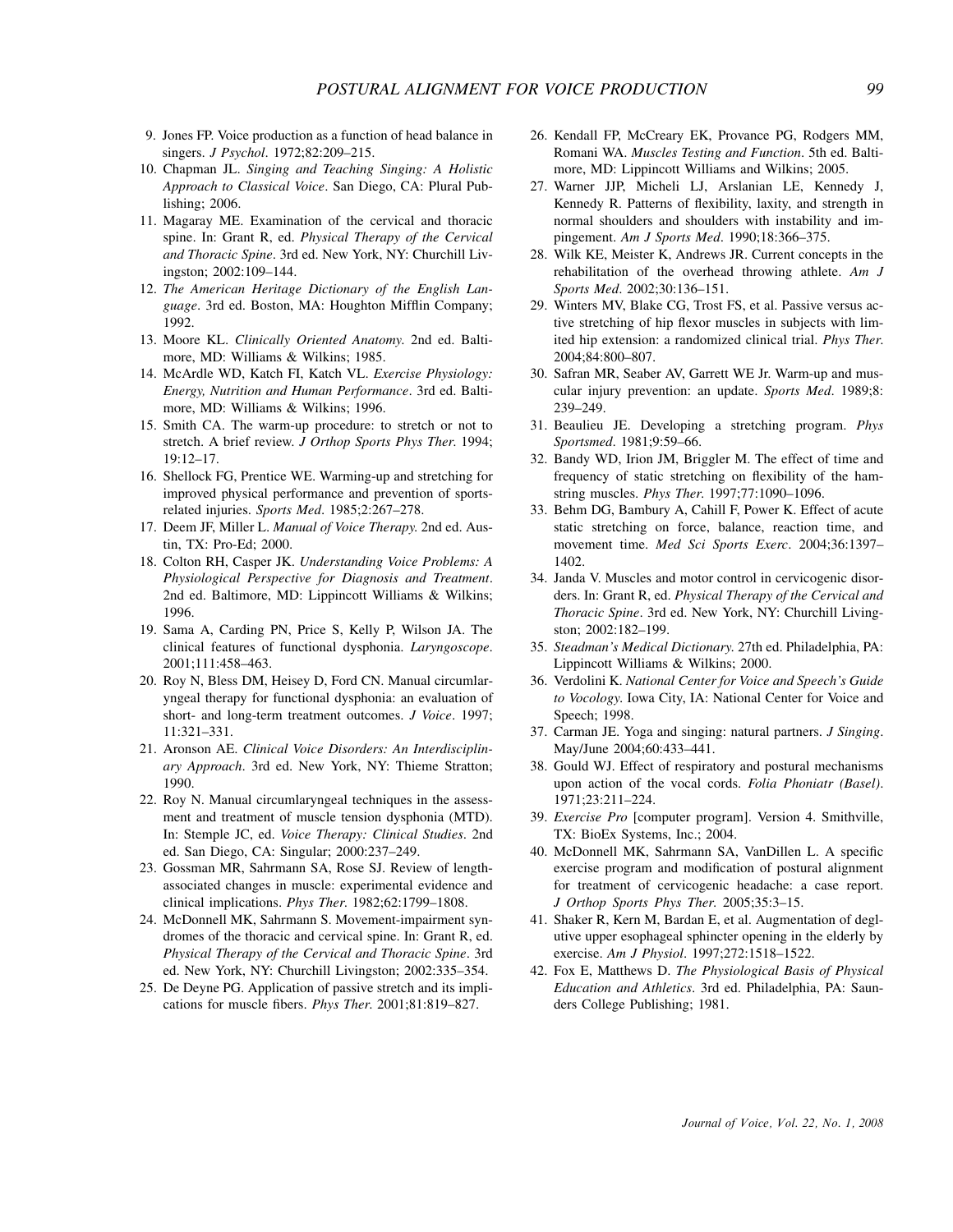9. Jones FP. Voice production as a function of head balance in singers. *J Psychol*. 1972;82:209–215.
10. Chapman JL. *Singing and Teaching Singing: A Holistic Approach to Classical Voice*. San Diego, CA: Plural Publishing; 2006.
11. Magaray ME. Examination of the cervical and thoracic spine. In: Grant R, ed. *Physical Therapy of the Cervical and Thoracic Spine*. 3rd ed. New York, NY: Churchill Livingston; 2002:109–144.
12. *The American Heritage Dictionary of the English Language*. 3rd ed. Boston, MA: Houghton Mifflin Company; 1992.
13. Moore KL. *Clinically Oriented Anatomy*. 2nd ed. Baltimore, MD: Williams & Wilkins; 1985.
14. McArdle WD, Katch FI, Katch VL. *Exercise Physiology: Energy, Nutrition and Human Performance*. 3rd ed. Baltimore, MD: Williams & Wilkins; 1996.
15. Smith CA. The warm-up procedure: to stretch or not to stretch. A brief review. *J Orthop Sports Phys Ther*. 1994; 19:12–17.
16. Shellock FG, Prentice WE. Warming-up and stretching for improved physical performance and prevention of sports-related injuries. *Sports Med*. 1985;2:267–278.
17. Deem JF, Miller L. *Manual of Voice Therapy*. 2nd ed. Austin, TX: Pro-Ed; 2000.
18. Colton RH, Casper JK. *Understanding Voice Problems: A Physiological Perspective for Diagnosis and Treatment*. 2nd ed. Baltimore, MD: Lippincott Williams & Wilkins; 1996.
19. Sama A, Carding PN, Price S, Kelly P, Wilson JA. The clinical features of functional dysphonia. *Laryngoscope*. 2001;111:458–463.
20. Roy N, Bless DM, Heisey D, Ford CN. Manual circumlaryngeal therapy for functional dysphonia: an evaluation of short- and long-term treatment outcomes. *J Voice*. 1997; 11:321–331.
21. Aronson AE. *Clinical Voice Disorders: An Interdisciplinary Approach*. 3rd ed. New York, NY: Thieme Stratton; 1990.
22. Roy N. Manual circumlaryngeal techniques in the assessment and treatment of muscle tension dysphonia (MTD). In: Stemple JC, ed. *Voice Therapy: Clinical Studies*. 2nd ed. San Diego, CA: Singular; 2000:237–249.
23. Gossman MR, Sahrmann SA, Rose SJ. Review of length-associated changes in muscle: experimental evidence and clinical implications. *Phys Ther*. 1982;62:1799–1808.
24. McDonnell MK, Sahrmann S. Movement-impairment syndromes of the thoracic and cervical spine. In: Grant R, ed. *Physical Therapy of the Cervical and Thoracic Spine*. 3rd ed. New York, NY: Churchill Livingston; 2002:335–354.
25. De Deyne PG. Application of passive stretch and its implications for muscle fibers. *Phys Ther*. 2001;81:819–827.
26. Kendall FP, McCreary EK, Provance PG, Rodgers MM, Romani WA. *Muscles Testing and Function*. 5th ed. Baltimore, MD: Lippincott Williams and Wilkins; 2005.
27. Warner JJP, Micheli LJ, Arslanian LE, Kennedy J, Kennedy R. Patterns of flexibility, laxity, and strength in normal shoulders and shoulders with instability and impingement. *Am J Sports Med*. 1990;18:366–375.
28. Wilk KE, Meister K, Andrews JR. Current concepts in the rehabilitation of the overhead throwing athlete. *Am J Sports Med*. 2002;30:136–151.
29. Winters MV, Blake CG, Trost FS, et al. Passive versus active stretching of hip flexor muscles in subjects with limited hip extension: a randomized clinical trial. *Phys Ther*. 2004;84:800–807.
30. Safran MR, Seaber AV, Garrett WE Jr. Warm-up and muscular injury prevention: an update. *Sports Med*. 1989;8: 239–249.
31. Beaulieu JE. Developing a stretching program. *Phys Sportsmed*. 1981;9:59–66.
32. Bandy WD, Irion JM, Briggler M. The effect of time and frequency of static stretching on flexibility of the hamstring muscles. *Phys Ther*. 1997;77:1090–1096.
33. Behm DG, Bambury A, Cahill F, Power K. Effect of acute static stretching on force, balance, reaction time, and movement time. *Med Sci Sports Exerc*. 2004;36:1397–1402.
34. Janda V. Muscles and motor control in cervicogenic disorders. In: Grant R, ed. *Physical Therapy of the Cervical and Thoracic Spine*. 3rd ed. New York, NY: Churchill Livingston; 2002:182–199.
35. *Steadman's Medical Dictionary*. 27th ed. Philadelphia, PA: Lippincott Williams & Wilkins; 2000.
36. Verdolini K. *National Center for Voice and Speech's Guide to Vocology*. Iowa City, IA: National Center for Voice and Speech; 1998.
37. Carman JE. Yoga and singing: natural partners. *J Singing*. May/June 2004;60:433–441.
38. Gould WJ. Effect of respiratory and postural mechanisms upon action of the vocal cords. *Folia Phoniatr (Basel)*. 1971;23:211–224.
39. *Exercise Pro* [computer program]. Version 4. Smithville, TX: BioEx Systems, Inc.; 2004.
40. McDonnell MK, Sahrmann SA, VanDillen L. A specific exercise program and modification of postural alignment for treatment of cervicogenic headache: a case report. *J Orthop Sports Phys Ther*. 2005;35:3–15.
41. Shaker R, Kern M, Bardan E, et al. Augmentation of deglutive upper esophageal sphincter opening in the elderly by exercise. *Am J Physiol*. 1997;272:1518–1522.
42. Fox E, Matthews D. *The Physiological Basis of Physical Education and Athletics*. 3rd ed. Philadelphia, PA: Saunders College Publishing; 1981.